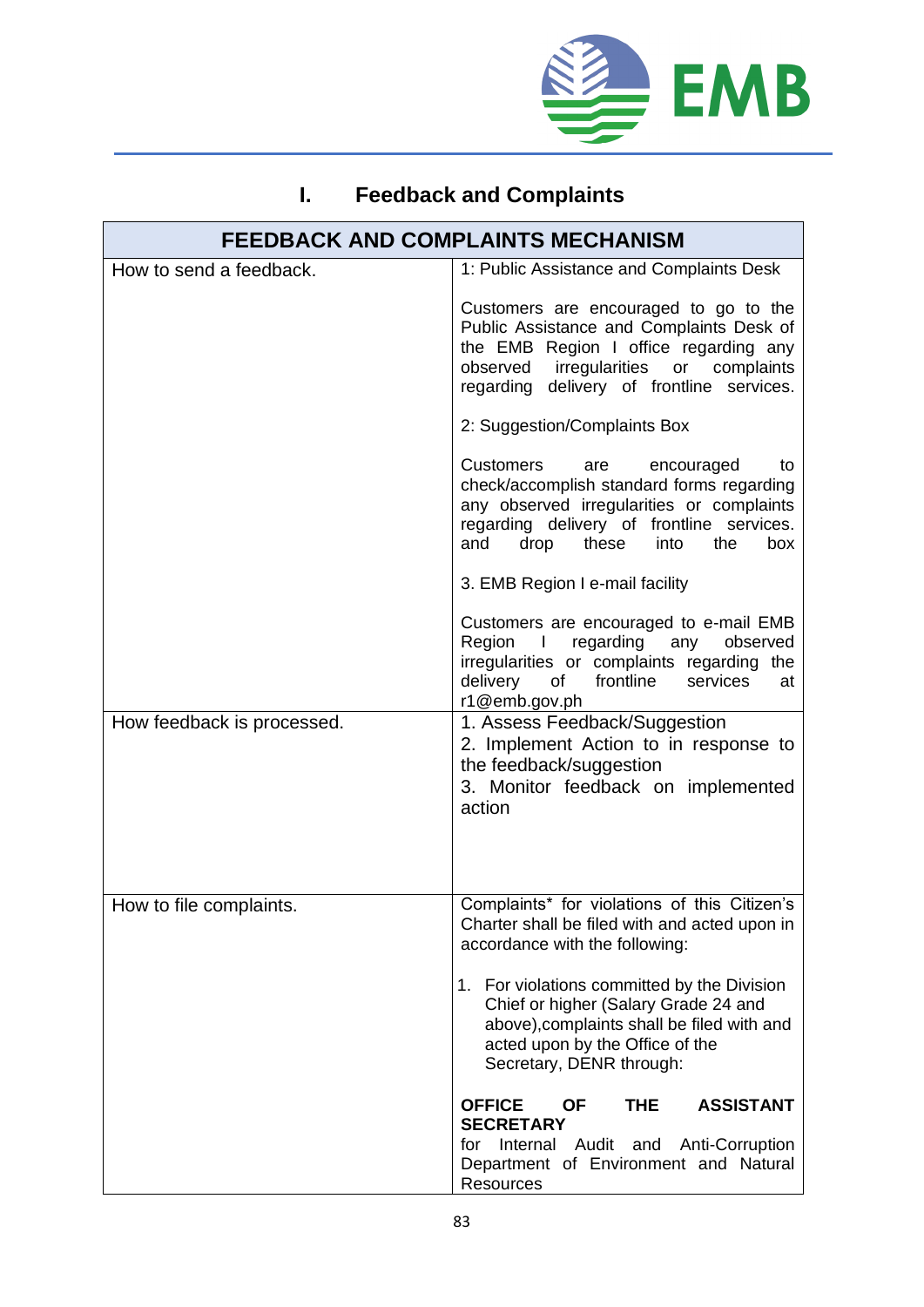# I. Feedback and Complaints

| FEEDBACK AND COMPLAINTS MECHANISM | |
|---|---|
| How to send a feedback. | 1: Public Assistance and Complaints Desk<br><br>Customers are encouraged to go to the Public Assistance and Complaints Desk of the EMB Region I office regarding any observed irregularities or complaints regarding delivery of frontline services.<br><br>2: Suggestion/Complaints Box<br><br>Customers are encouraged to check/accomplish standard forms regarding any observed irregularities or complaints regarding delivery of frontline services. and drop these into the box<br><br>3. EMB Region I e-mail facility<br><br>Customers are encouraged to e-mail EMB Region I regarding any observed irregularities or complaints regarding the delivery of frontline services at r1@emb.gov.ph |
| How feedback is processed. | 1. Assess Feedback/Suggestion<br>2. Implement Action to in response to the feedback/suggestion<br>3. Monitor feedback on implemented action |
| How to file complaints. | Complaints* for violations of this Citizen's Charter shall be filed with and acted upon in accordance with the following:<br><br>1. For violations committed by the Division Chief or higher (Salary Grade 24 and above),complaints shall be filed with and acted upon by the Office of the Secretary, DENR through:<br><br>**OFFICE OF THE ASSISTANT SECRETARY**<br>for Internal Audit and Anti-Corruption Department of Environment and Natural Resources |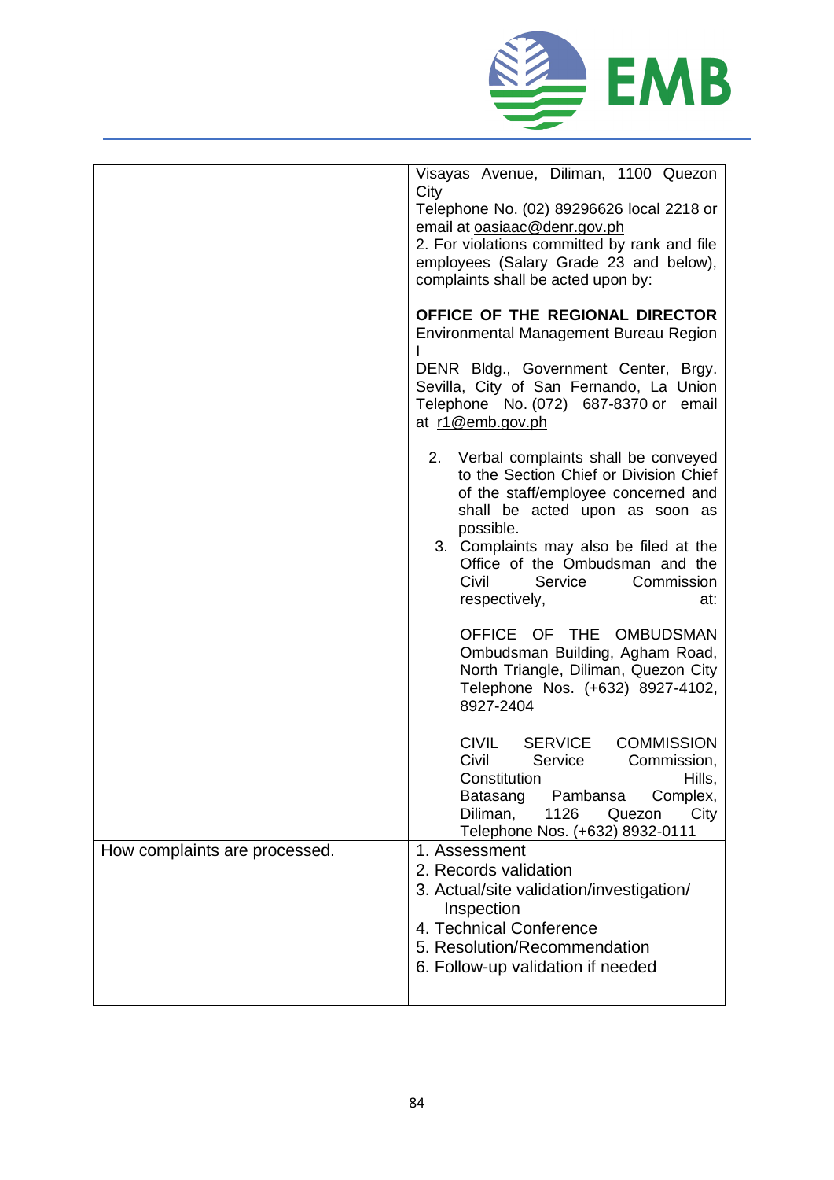| | |
|---|---|
| | Visayas Avenue, Diliman, 1100 Quezon City<br>Telephone No. (02) 89296626 local 2218 or email at oasiaac@denr.gov.ph<br>2. For violations committed by rank and file employees (Salary Grade 23 and below), complaints shall be acted upon by:<br><br>**OFFICE OF THE REGIONAL DIRECTOR**<br>Environmental Management Bureau Region I<br>DENR Bldg., Government Center, Brgy. Sevilla, City of San Fernando, La Union Telephone No. (072) 687-8370 or email at r1@emb.gov.ph<br><br>2. Verbal complaints shall be conveyed to the Section Chief or Division Chief of the staff/employee concerned and shall be acted upon as soon as possible.<br>3. Complaints may also be filed at the Office of the Ombudsman and the Civil Service Commission respectively, at:<br><br>OFFICE OF THE OMBUDSMAN<br>Ombudsman Building, Agham Road, North Triangle, Diliman, Quezon City<br>Telephone Nos. (+632) 8927-4102, 8927-2404<br><br>CIVIL SERVICE COMMISSION<br>Civil Service Commission, Constitution Hills, Batasang Pambansa Complex, Diliman, 1126 Quezon City<br>Telephone Nos. (+632) 8932-0111 |
| How complaints are processed. | 1. Assessment<br>2. Records validation<br>3. Actual/site validation/investigation/ Inspection<br>4. Technical Conference<br>5. Resolution/Recommendation<br>6. Follow-up validation if needed |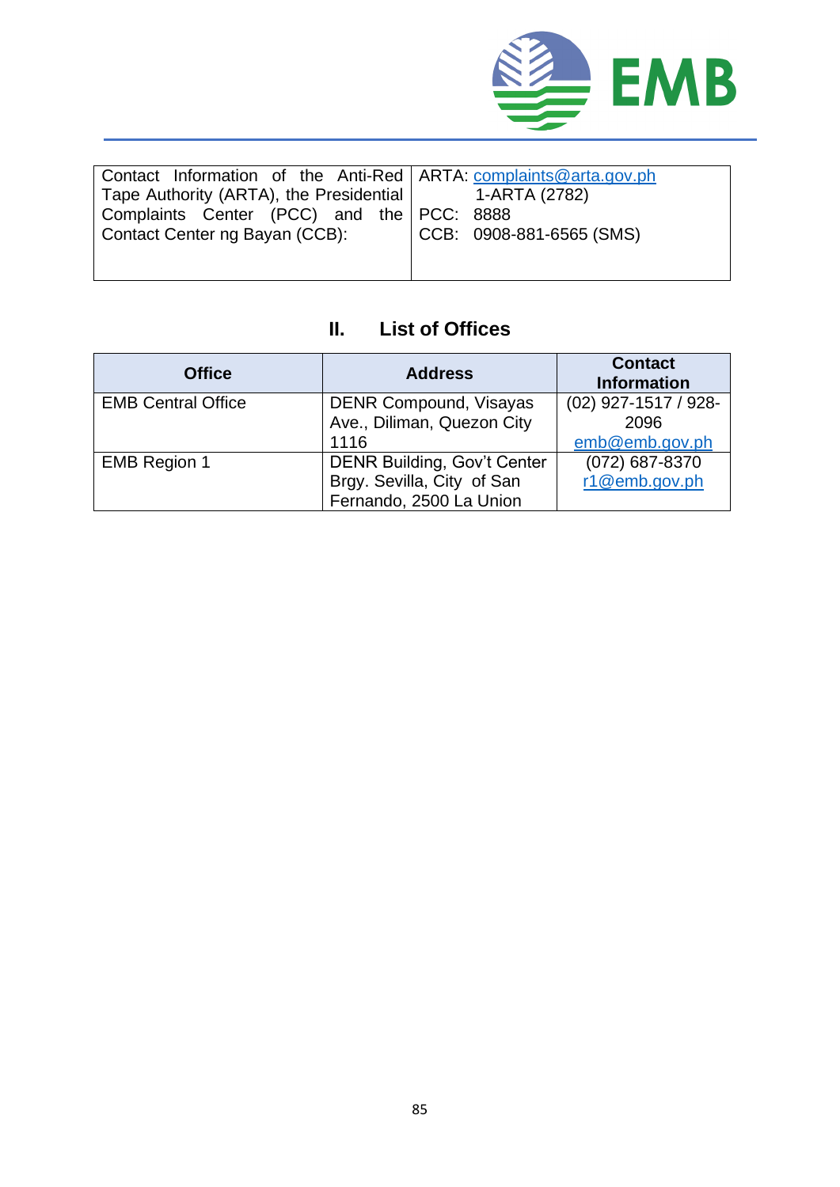| | |
|---|---|
| Contact Information of the Anti-Red Tape Authority (ARTA), the Presidential Complaints Center (PCC) and the Contact Center ng Bayan (CCB): | ARTA: complaints@arta.gov.ph<br>1-ARTA (2782)<br>PCC: 8888<br>CCB: 0908-881-6565 (SMS) |

## II. List of Offices

| Office | Address | Contact Information |
|---|---|---|
| EMB Central Office | DENR Compound, Visayas Ave., Diliman, Quezon City 1116 | (02) 927-1517 / 928-2096<br>emb@emb.gov.ph |
| EMB Region 1 | DENR Building, Gov't Center Brgy. Sevilla, City of San Fernando, 2500 La Union | (072) 687-8370<br>r1@emb.gov.ph |